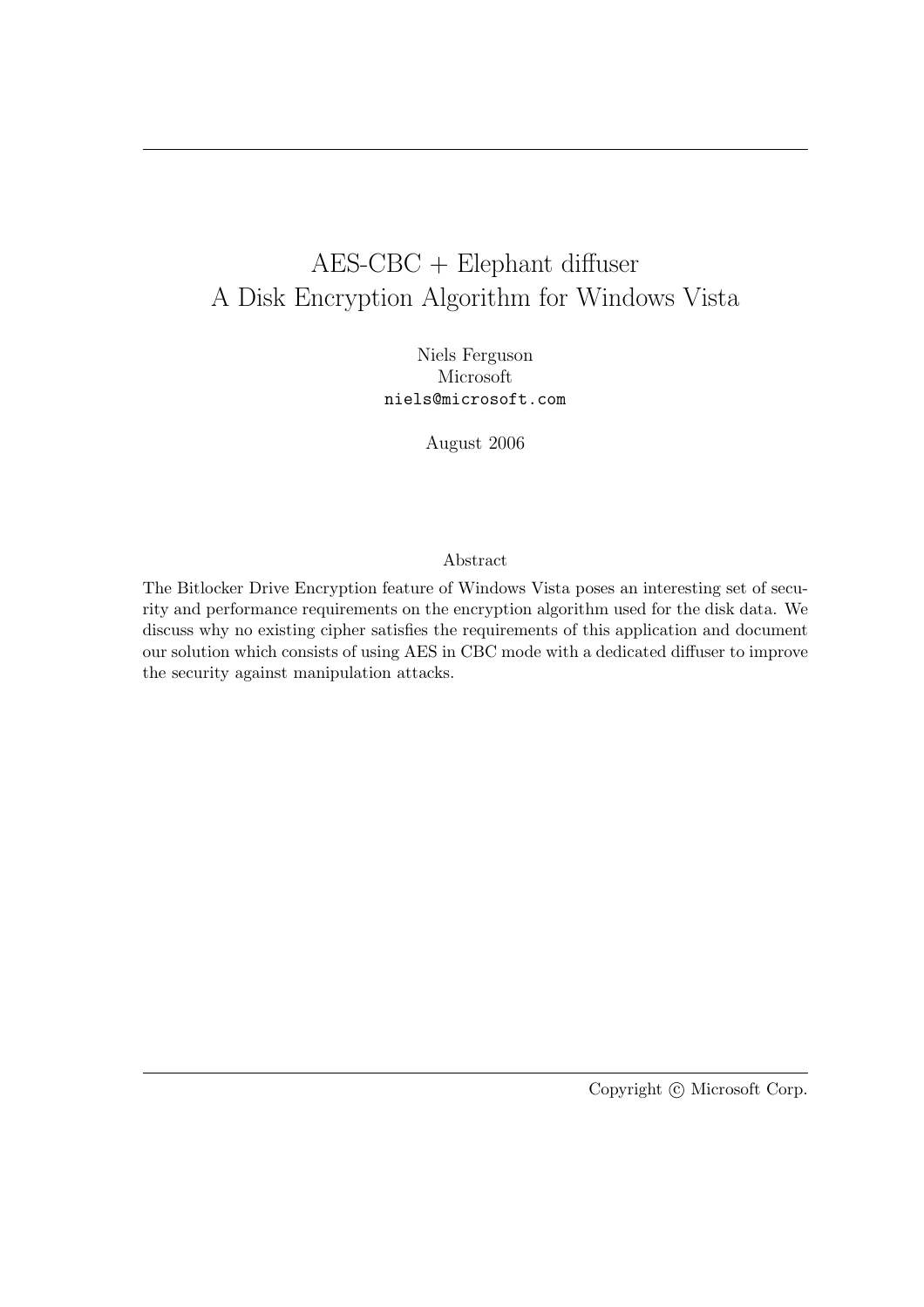# AES-CBC + Elephant diffuser
# A Disk Encryption Algorithm for Windows Vista

Niels Ferguson
Microsoft
niels@microsoft.com

August 2006

## Abstract

The Bitlocker Drive Encryption feature of Windows Vista poses an interesting set of security and performance requirements on the encryption algorithm used for the disk data. We discuss why no existing cipher satisfies the requirements of this application and document our solution which consists of using AES in CBC mode with a dedicated diffuser to improve the security against manipulation attacks.

Copyright © Microsoft Corp.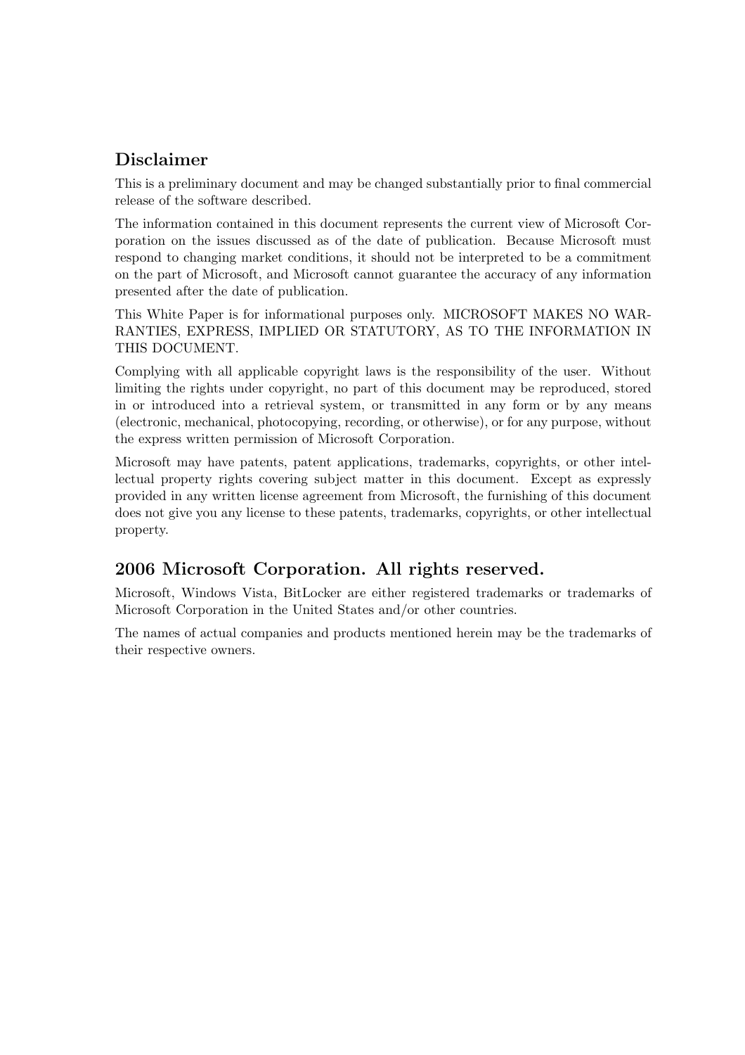## Disclaimer

This is a preliminary document and may be changed substantially prior to final commercial release of the software described.

The information contained in this document represents the current view of Microsoft Corporation on the issues discussed as of the date of publication. Because Microsoft must respond to changing market conditions, it should not be interpreted to be a commitment on the part of Microsoft, and Microsoft cannot guarantee the accuracy of any information presented after the date of publication.

This White Paper is for informational purposes only. MICROSOFT MAKES NO WARRANTIES, EXPRESS, IMPLIED OR STATUTORY, AS TO THE INFORMATION IN THIS DOCUMENT.

Complying with all applicable copyright laws is the responsibility of the user. Without limiting the rights under copyright, no part of this document may be reproduced, stored in or introduced into a retrieval system, or transmitted in any form or by any means (electronic, mechanical, photocopying, recording, or otherwise), or for any purpose, without the express written permission of Microsoft Corporation.

Microsoft may have patents, patent applications, trademarks, copyrights, or other intellectual property rights covering subject matter in this document. Except as expressly provided in any written license agreement from Microsoft, the furnishing of this document does not give you any license to these patents, trademarks, copyrights, or other intellectual property.

## 2006 Microsoft Corporation. All rights reserved.

Microsoft, Windows Vista, BitLocker are either registered trademarks or trademarks of Microsoft Corporation in the United States and/or other countries.

The names of actual companies and products mentioned herein may be the trademarks of their respective owners.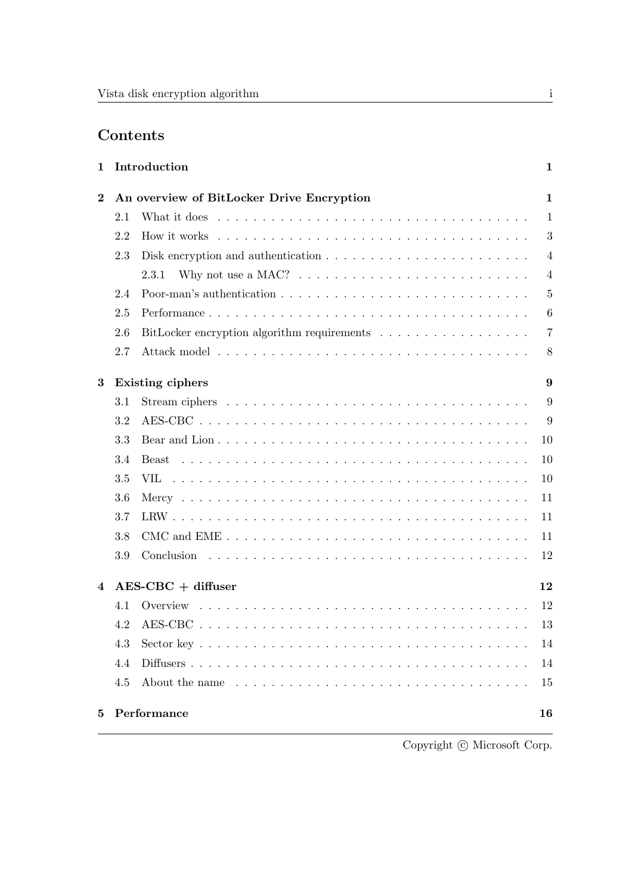# Contents

**1 Introduction** — **1**

**2 An overview of BitLocker Drive Encryption** — **1**

- 2.1 What it does — 1
- 2.2 How it works — 3
- 2.3 Disk encryption and authentication — 4
  - 2.3.1 Why not use a MAC? — 4
- 2.4 Poor-man's authentication — 5
- 2.5 Performance — 6
- 2.6 BitLocker encryption algorithm requirements — 7
- 2.7 Attack model — 8

**3 Existing ciphers** — **9**

- 3.1 Stream ciphers — 9
- 3.2 AES-CBC — 9
- 3.3 Bear and Lion — 10
- 3.4 Beast — 10
- 3.5 VIL — 10
- 3.6 Mercy — 11
- 3.7 LRW — 11
- 3.8 CMC and EME — 11
- 3.9 Conclusion — 12

**4 AES-CBC + diffuser** — **12**

- 4.1 Overview — 12
- 4.2 AES-CBC — 13
- 4.3 Sector key — 14
- 4.4 Diffusers — 14
- 4.5 About the name — 15

**5 Performance** — **16**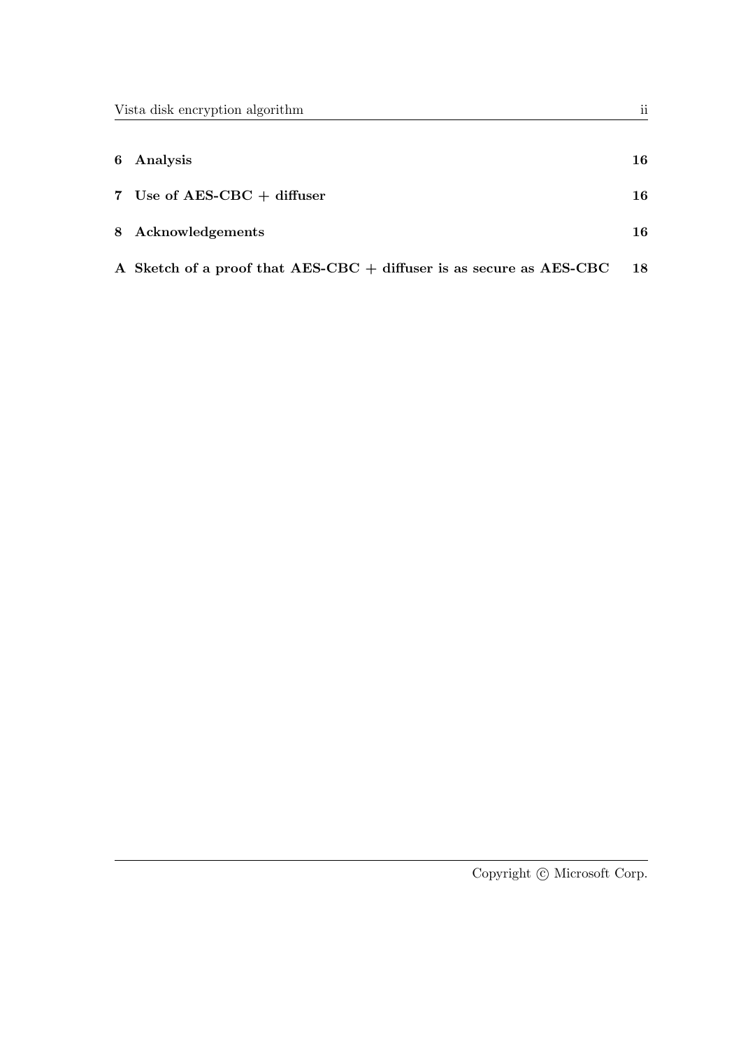| | | |
|---|---|---|
| **6** | **Analysis** | **16** |
| **7** | **Use of AES-CBC + diffuser** | **16** |
| **8** | **Acknowledgements** | **16** |
| **A** | **Sketch of a proof that AES-CBC + diffuser is as secure as AES-CBC** | **18** |

Copyright © Microsoft Corp.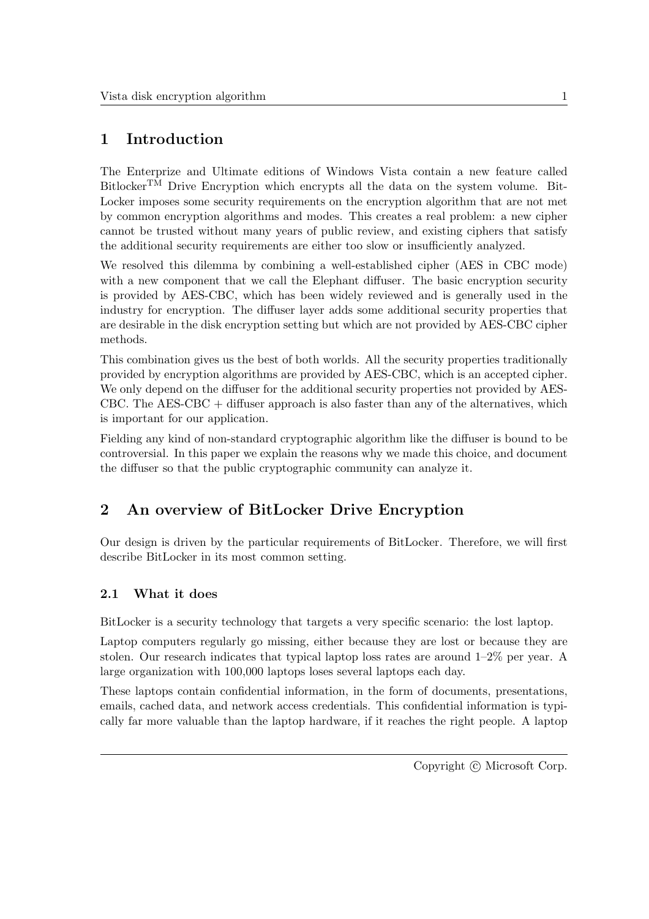# 1 Introduction

The Enterprize and Ultimate editions of Windows Vista contain a new feature called Bitlocker$^{\text{TM}}$ Drive Encryption which encrypts all the data on the system volume. BitLocker imposes some security requirements on the encryption algorithm that are not met by common encryption algorithms and modes. This creates a real problem: a new cipher cannot be trusted without many years of public review, and existing ciphers that satisfy the additional security requirements are either too slow or insufficiently analyzed.

We resolved this dilemma by combining a well-established cipher (AES in CBC mode) with a new component that we call the Elephant diffuser. The basic encryption security is provided by AES-CBC, which has been widely reviewed and is generally used in the industry for encryption. The diffuser layer adds some additional security properties that are desirable in the disk encryption setting but which are not provided by AES-CBC cipher methods.

This combination gives us the best of both worlds. All the security properties traditionally provided by encryption algorithms are provided by AES-CBC, which is an accepted cipher. We only depend on the diffuser for the additional security properties not provided by AES-CBC. The AES-CBC + diffuser approach is also faster than any of the alternatives, which is important for our application.

Fielding any kind of non-standard cryptographic algorithm like the diffuser is bound to be controversial. In this paper we explain the reasons why we made this choice, and document the diffuser so that the public cryptographic community can analyze it.

# 2 An overview of BitLocker Drive Encryption

Our design is driven by the particular requirements of BitLocker. Therefore, we will first describe BitLocker in its most common setting.

## 2.1 What it does

BitLocker is a security technology that targets a very specific scenario: the lost laptop.

Laptop computers regularly go missing, either because they are lost or because they are stolen. Our research indicates that typical laptop loss rates are around 1–2% per year. A large organization with 100,000 laptops loses several laptops each day.

These laptops contain confidential information, in the form of documents, presentations, emails, cached data, and network access credentials. This confidential information is typically far more valuable than the laptop hardware, if it reaches the right people. A laptop

Copyright © Microsoft Corp.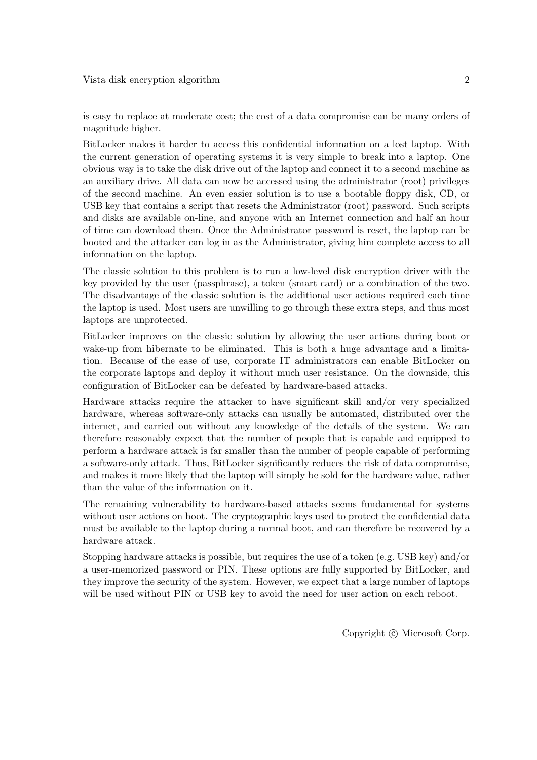is easy to replace at moderate cost; the cost of a data compromise can be many orders of magnitude higher.

BitLocker makes it harder to access this confidential information on a lost laptop. With the current generation of operating systems it is very simple to break into a laptop. One obvious way is to take the disk drive out of the laptop and connect it to a second machine as an auxiliary drive. All data can now be accessed using the administrator (root) privileges of the second machine. An even easier solution is to use a bootable floppy disk, CD, or USB key that contains a script that resets the Administrator (root) password. Such scripts and disks are available on-line, and anyone with an Internet connection and half an hour of time can download them. Once the Administrator password is reset, the laptop can be booted and the attacker can log in as the Administrator, giving him complete access to all information on the laptop.

The classic solution to this problem is to run a low-level disk encryption driver with the key provided by the user (passphrase), a token (smart card) or a combination of the two. The disadvantage of the classic solution is the additional user actions required each time the laptop is used. Most users are unwilling to go through these extra steps, and thus most laptops are unprotected.

BitLocker improves on the classic solution by allowing the user actions during boot or wake-up from hibernate to be eliminated. This is both a huge advantage and a limitation. Because of the ease of use, corporate IT administrators can enable BitLocker on the corporate laptops and deploy it without much user resistance. On the downside, this configuration of BitLocker can be defeated by hardware-based attacks.

Hardware attacks require the attacker to have significant skill and/or very specialized hardware, whereas software-only attacks can usually be automated, distributed over the internet, and carried out without any knowledge of the details of the system. We can therefore reasonably expect that the number of people that is capable and equipped to perform a hardware attack is far smaller than the number of people capable of performing a software-only attack. Thus, BitLocker significantly reduces the risk of data compromise, and makes it more likely that the laptop will simply be sold for the hardware value, rather than the value of the information on it.

The remaining vulnerability to hardware-based attacks seems fundamental for systems without user actions on boot. The cryptographic keys used to protect the confidential data must be available to the laptop during a normal boot, and can therefore be recovered by a hardware attack.

Stopping hardware attacks is possible, but requires the use of a token (e.g. USB key) and/or a user-memorized password or PIN. These options are fully supported by BitLocker, and they improve the security of the system. However, we expect that a large number of laptops will be used without PIN or USB key to avoid the need for user action on each reboot.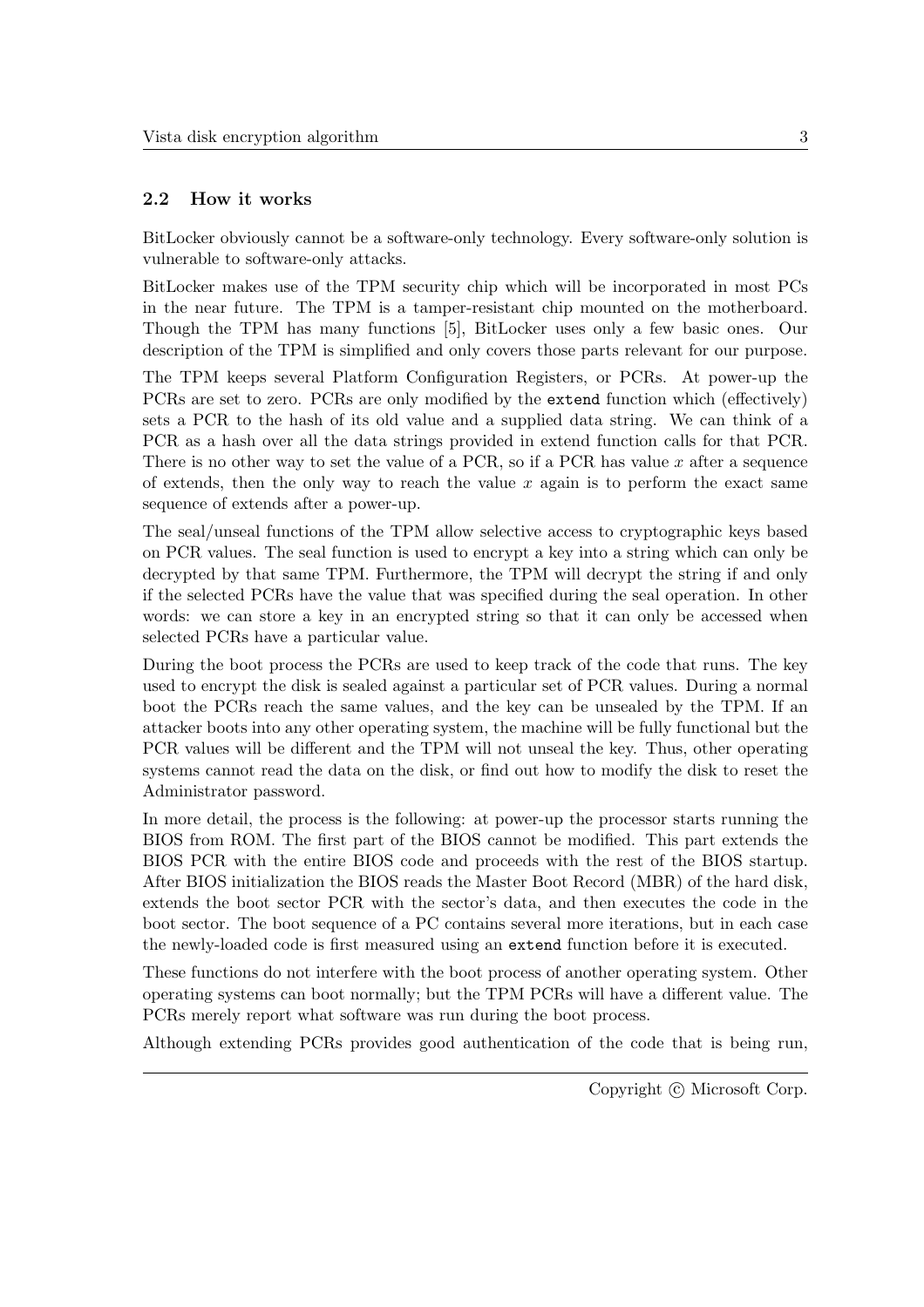### 2.2 How it works

BitLocker obviously cannot be a software-only technology. Every software-only solution is vulnerable to software-only attacks.

BitLocker makes use of the TPM security chip which will be incorporated in most PCs in the near future. The TPM is a tamper-resistant chip mounted on the motherboard. Though the TPM has many functions [5], BitLocker uses only a few basic ones. Our description of the TPM is simplified and only covers those parts relevant for our purpose.

The TPM keeps several Platform Configuration Registers, or PCRs. At power-up the PCRs are set to zero. PCRs are only modified by the `extend` function which (effectively) sets a PCR to the hash of its old value and a supplied data string. We can think of a PCR as a hash over all the data strings provided in extend function calls for that PCR. There is no other way to set the value of a PCR, so if a PCR has value $x$ after a sequence of extends, then the only way to reach the value $x$ again is to perform the exact same sequence of extends after a power-up.

The seal/unseal functions of the TPM allow selective access to cryptographic keys based on PCR values. The seal function is used to encrypt a key into a string which can only be decrypted by that same TPM. Furthermore, the TPM will decrypt the string if and only if the selected PCRs have the value that was specified during the seal operation. In other words: we can store a key in an encrypted string so that it can only be accessed when selected PCRs have a particular value.

During the boot process the PCRs are used to keep track of the code that runs. The key used to encrypt the disk is sealed against a particular set of PCR values. During a normal boot the PCRs reach the same values, and the key can be unsealed by the TPM. If an attacker boots into any other operating system, the machine will be fully functional but the PCR values will be different and the TPM will not unseal the key. Thus, other operating systems cannot read the data on the disk, or find out how to modify the disk to reset the Administrator password.

In more detail, the process is the following: at power-up the processor starts running the BIOS from ROM. The first part of the BIOS cannot be modified. This part extends the BIOS PCR with the entire BIOS code and proceeds with the rest of the BIOS startup. After BIOS initialization the BIOS reads the Master Boot Record (MBR) of the hard disk, extends the boot sector PCR with the sector's data, and then executes the code in the boot sector. The boot sequence of a PC contains several more iterations, but in each case the newly-loaded code is first measured using an `extend` function before it is executed.

These functions do not interfere with the boot process of another operating system. Other operating systems can boot normally; but the TPM PCRs will have a different value. The PCRs merely report what software was run during the boot process.

Although extending PCRs provides good authentication of the code that is being run,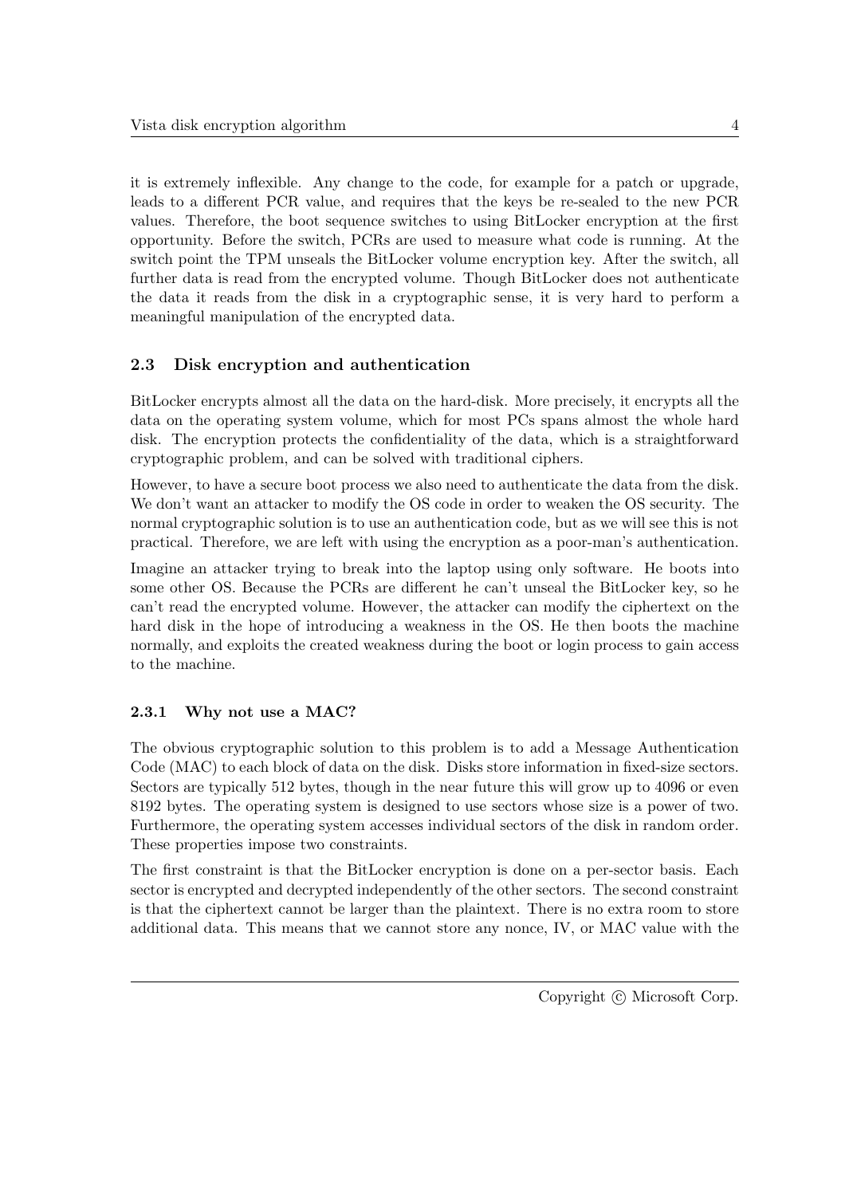it is extremely inflexible. Any change to the code, for example for a patch or upgrade, leads to a different PCR value, and requires that the keys be re-sealed to the new PCR values. Therefore, the boot sequence switches to using BitLocker encryption at the first opportunity. Before the switch, PCRs are used to measure what code is running. At the switch point the TPM unseals the BitLocker volume encryption key. After the switch, all further data is read from the encrypted volume. Though BitLocker does not authenticate the data it reads from the disk in a cryptographic sense, it is very hard to perform a meaningful manipulation of the encrypted data.

### 2.3 Disk encryption and authentication

BitLocker encrypts almost all the data on the hard-disk. More precisely, it encrypts all the data on the operating system volume, which for most PCs spans almost the whole hard disk. The encryption protects the confidentiality of the data, which is a straightforward cryptographic problem, and can be solved with traditional ciphers.

However, to have a secure boot process we also need to authenticate the data from the disk. We don't want an attacker to modify the OS code in order to weaken the OS security. The normal cryptographic solution is to use an authentication code, but as we will see this is not practical. Therefore, we are left with using the encryption as a poor-man's authentication.

Imagine an attacker trying to break into the laptop using only software. He boots into some other OS. Because the PCRs are different he can't unseal the BitLocker key, so he can't read the encrypted volume. However, the attacker can modify the ciphertext on the hard disk in the hope of introducing a weakness in the OS. He then boots the machine normally, and exploits the created weakness during the boot or login process to gain access to the machine.

#### 2.3.1 Why not use a MAC?

The obvious cryptographic solution to this problem is to add a Message Authentication Code (MAC) to each block of data on the disk. Disks store information in fixed-size sectors. Sectors are typically 512 bytes, though in the near future this will grow up to 4096 or even 8192 bytes. The operating system is designed to use sectors whose size is a power of two. Furthermore, the operating system accesses individual sectors of the disk in random order. These properties impose two constraints.

The first constraint is that the BitLocker encryption is done on a per-sector basis. Each sector is encrypted and decrypted independently of the other sectors. The second constraint is that the ciphertext cannot be larger than the plaintext. There is no extra room to store additional data. This means that we cannot store any nonce, IV, or MAC value with the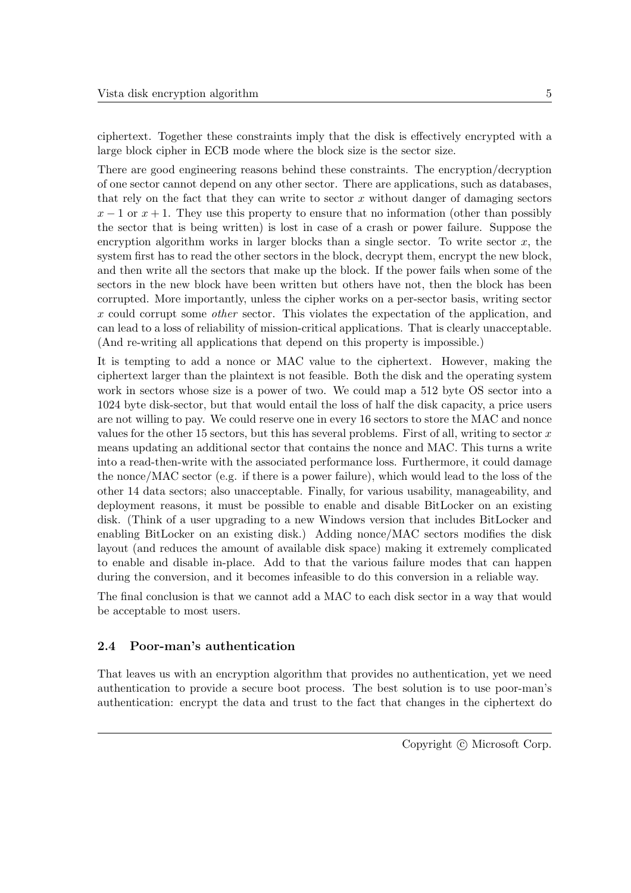ciphertext. Together these constraints imply that the disk is effectively encrypted with a large block cipher in ECB mode where the block size is the sector size.

There are good engineering reasons behind these constraints. The encryption/decryption of one sector cannot depend on any other sector. There are applications, such as databases, that rely on the fact that they can write to sector $x$ without danger of damaging sectors $x - 1$ or $x + 1$. They use this property to ensure that no information (other than possibly the sector that is being written) is lost in case of a crash or power failure. Suppose the encryption algorithm works in larger blocks than a single sector. To write sector $x$, the system first has to read the other sectors in the block, decrypt them, encrypt the new block, and then write all the sectors that make up the block. If the power fails when some of the sectors in the new block have been written but others have not, then the block has been corrupted. More importantly, unless the cipher works on a per-sector basis, writing sector $x$ could corrupt some *other* sector. This violates the expectation of the application, and can lead to a loss of reliability of mission-critical applications. That is clearly unacceptable. (And re-writing all applications that depend on this property is impossible.)

It is tempting to add a nonce or MAC value to the ciphertext. However, making the ciphertext larger than the plaintext is not feasible. Both the disk and the operating system work in sectors whose size is a power of two. We could map a 512 byte OS sector into a 1024 byte disk-sector, but that would entail the loss of half the disk capacity, a price users are not willing to pay. We could reserve one in every 16 sectors to store the MAC and nonce values for the other 15 sectors, but this has several problems. First of all, writing to sector $x$ means updating an additional sector that contains the nonce and MAC. This turns a write into a read-then-write with the associated performance loss. Furthermore, it could damage the nonce/MAC sector (e.g. if there is a power failure), which would lead to the loss of the other 14 data sectors; also unacceptable. Finally, for various usability, manageability, and deployment reasons, it must be possible to enable and disable BitLocker on an existing disk. (Think of a user upgrading to a new Windows version that includes BitLocker and enabling BitLocker on an existing disk.) Adding nonce/MAC sectors modifies the disk layout (and reduces the amount of available disk space) making it extremely complicated to enable and disable in-place. Add to that the various failure modes that can happen during the conversion, and it becomes infeasible to do this conversion in a reliable way.

The final conclusion is that we cannot add a MAC to each disk sector in a way that would be acceptable to most users.

### 2.4 Poor-man's authentication

That leaves us with an encryption algorithm that provides no authentication, yet we need authentication to provide a secure boot process. The best solution is to use poor-man's authentication: encrypt the data and trust to the fact that changes in the ciphertext do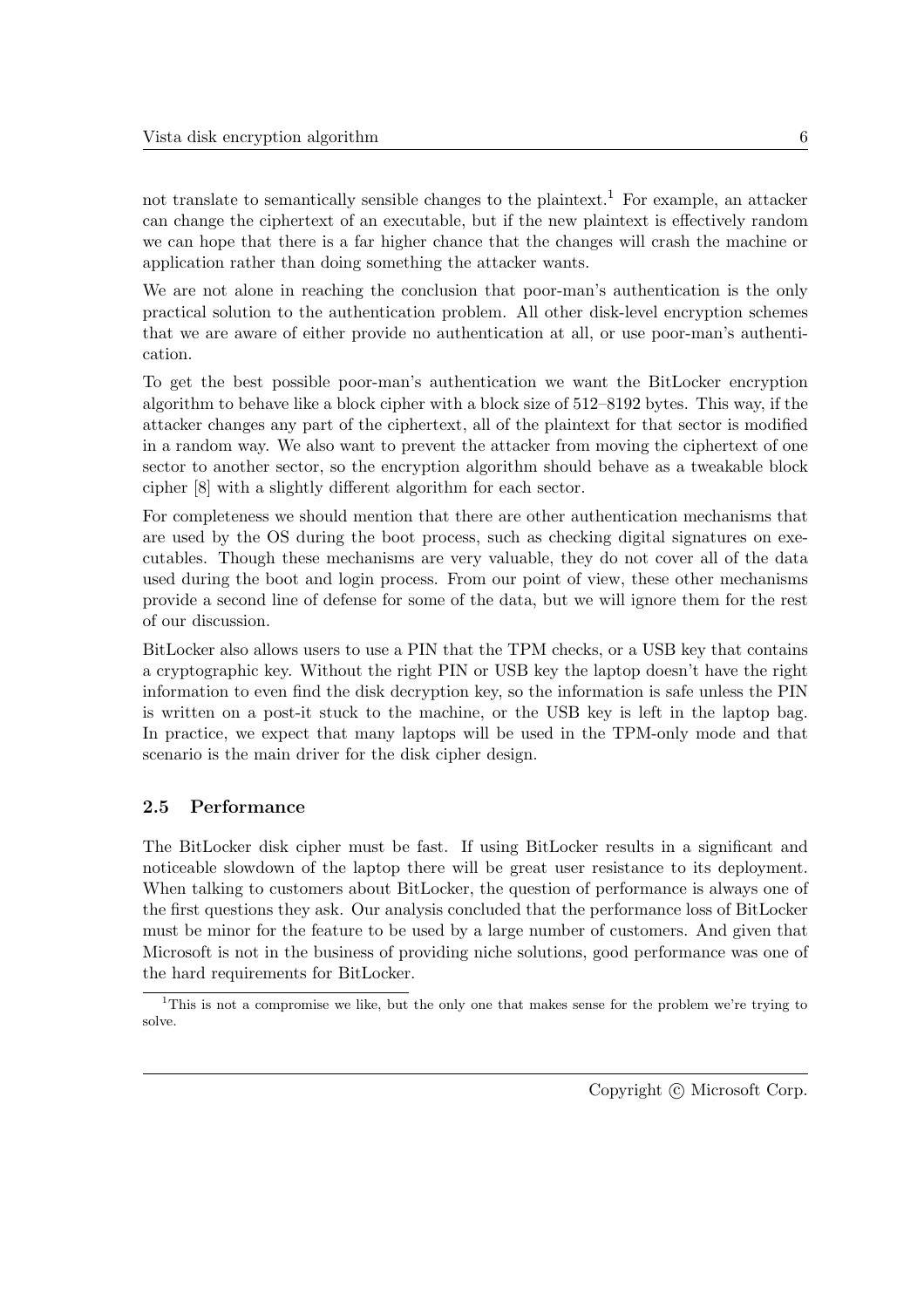not translate to semantically sensible changes to the plaintext.[1] For example, an attacker can change the ciphertext of an executable, but if the new plaintext is effectively random we can hope that there is a far higher chance that the changes will crash the machine or application rather than doing something the attacker wants.

We are not alone in reaching the conclusion that poor-man's authentication is the only practical solution to the authentication problem. All other disk-level encryption schemes that we are aware of either provide no authentication at all, or use poor-man's authentication.

To get the best possible poor-man's authentication we want the BitLocker encryption algorithm to behave like a block cipher with a block size of 512–8192 bytes. This way, if the attacker changes any part of the ciphertext, all of the plaintext for that sector is modified in a random way. We also want to prevent the attacker from moving the ciphertext of one sector to another sector, so the encryption algorithm should behave as a tweakable block cipher [8] with a slightly different algorithm for each sector.

For completeness we should mention that there are other authentication mechanisms that are used by the OS during the boot process, such as checking digital signatures on executables. Though these mechanisms are very valuable, they do not cover all of the data used during the boot and login process. From our point of view, these other mechanisms provide a second line of defense for some of the data, but we will ignore them for the rest of our discussion.

BitLocker also allows users to use a PIN that the TPM checks, or a USB key that contains a cryptographic key. Without the right PIN or USB key the laptop doesn't have the right information to even find the disk decryption key, so the information is safe unless the PIN is written on a post-it stuck to the machine, or the USB key is left in the laptop bag. In practice, we expect that many laptops will be used in the TPM-only mode and that scenario is the main driver for the disk cipher design.

### 2.5 Performance

The BitLocker disk cipher must be fast. If using BitLocker results in a significant and noticeable slowdown of the laptop there will be great user resistance to its deployment. When talking to customers about BitLocker, the question of performance is always one of the first questions they ask. Our analysis concluded that the performance loss of BitLocker must be minor for the feature to be used by a large number of customers. And given that Microsoft is not in the business of providing niche solutions, good performance was one of the hard requirements for BitLocker.

[1] This is not a compromise we like, but the only one that makes sense for the problem we're trying to solve.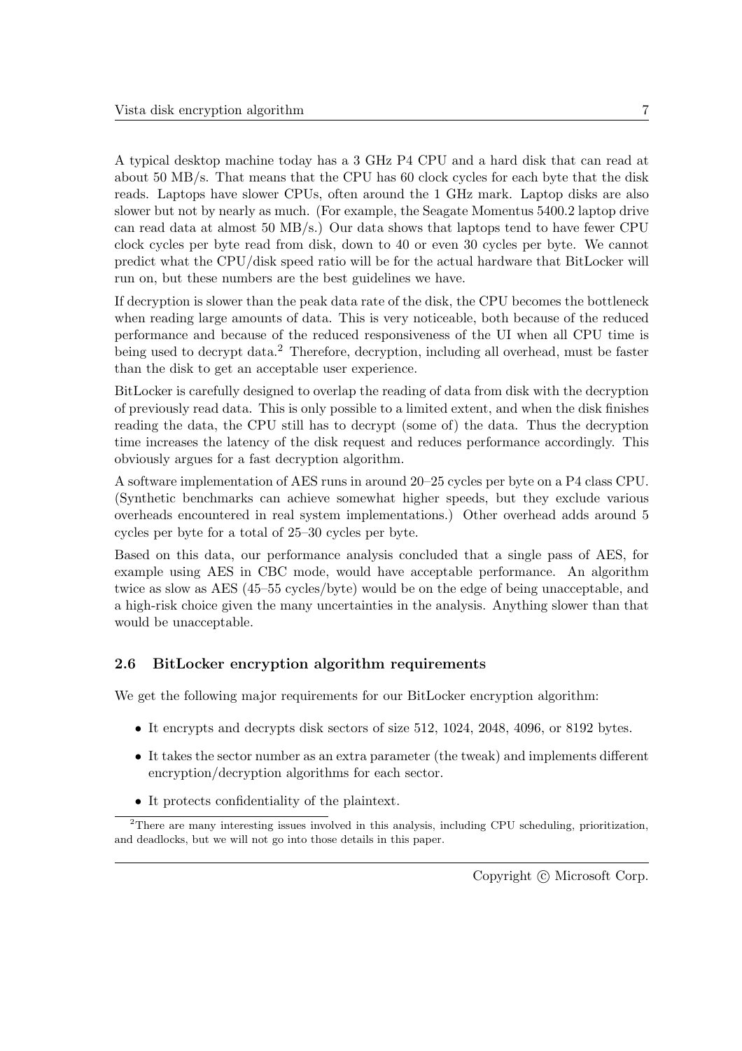A typical desktop machine today has a 3 GHz P4 CPU and a hard disk that can read at about 50 MB/s. That means that the CPU has 60 clock cycles for each byte that the disk reads. Laptops have slower CPUs, often around the 1 GHz mark. Laptop disks are also slower but not by nearly as much. (For example, the Seagate Momentus 5400.2 laptop drive can read data at almost 50 MB/s.) Our data shows that laptops tend to have fewer CPU clock cycles per byte read from disk, down to 40 or even 30 cycles per byte. We cannot predict what the CPU/disk speed ratio will be for the actual hardware that BitLocker will run on, but these numbers are the best guidelines we have.

If decryption is slower than the peak data rate of the disk, the CPU becomes the bottleneck when reading large amounts of data. This is very noticeable, both because of the reduced performance and because of the reduced responsiveness of the UI when all CPU time is being used to decrypt data.[2] Therefore, decryption, including all overhead, must be faster than the disk to get an acceptable user experience.

BitLocker is carefully designed to overlap the reading of data from disk with the decryption of previously read data. This is only possible to a limited extent, and when the disk finishes reading the data, the CPU still has to decrypt (some of) the data. Thus the decryption time increases the latency of the disk request and reduces performance accordingly. This obviously argues for a fast decryption algorithm.

A software implementation of AES runs in around 20–25 cycles per byte on a P4 class CPU. (Synthetic benchmarks can achieve somewhat higher speeds, but they exclude various overheads encountered in real system implementations.) Other overhead adds around 5 cycles per byte for a total of 25–30 cycles per byte.

Based on this data, our performance analysis concluded that a single pass of AES, for example using AES in CBC mode, would have acceptable performance. An algorithm twice as slow as AES (45–55 cycles/byte) would be on the edge of being unacceptable, and a high-risk choice given the many uncertainties in the analysis. Anything slower than that would be unacceptable.

### 2.6 BitLocker encryption algorithm requirements

We get the following major requirements for our BitLocker encryption algorithm:

- It encrypts and decrypts disk sectors of size 512, 1024, 2048, 4096, or 8192 bytes.
- It takes the sector number as an extra parameter (the tweak) and implements different encryption/decryption algorithms for each sector.
- It protects confidentiality of the plaintext.

[2] There are many interesting issues involved in this analysis, including CPU scheduling, prioritization, and deadlocks, but we will not go into those details in this paper.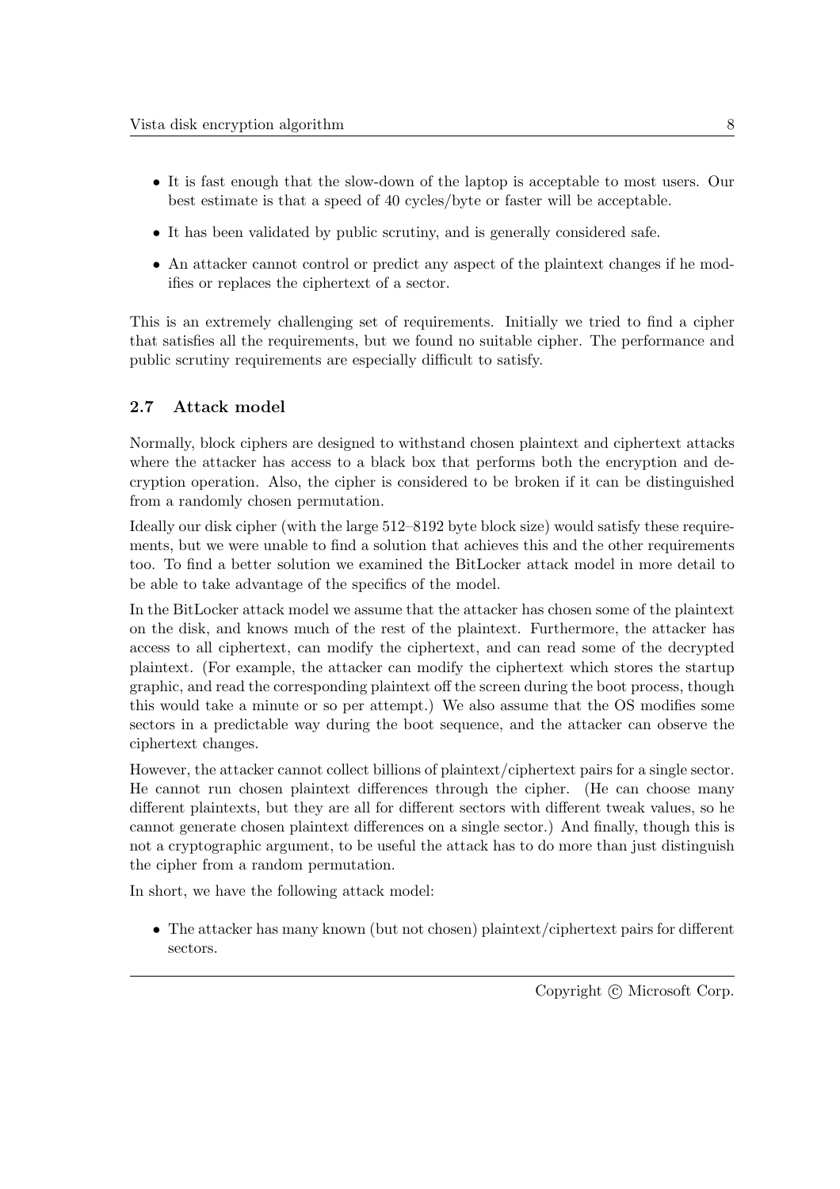- It is fast enough that the slow-down of the laptop is acceptable to most users. Our best estimate is that a speed of 40 cycles/byte or faster will be acceptable.
- It has been validated by public scrutiny, and is generally considered safe.
- An attacker cannot control or predict any aspect of the plaintext changes if he modifies or replaces the ciphertext of a sector.

This is an extremely challenging set of requirements. Initially we tried to find a cipher that satisfies all the requirements, but we found no suitable cipher. The performance and public scrutiny requirements are especially difficult to satisfy.

### 2.7 Attack model

Normally, block ciphers are designed to withstand chosen plaintext and ciphertext attacks where the attacker has access to a black box that performs both the encryption and decryption operation. Also, the cipher is considered to be broken if it can be distinguished from a randomly chosen permutation.

Ideally our disk cipher (with the large 512–8192 byte block size) would satisfy these requirements, but we were unable to find a solution that achieves this and the other requirements too. To find a better solution we examined the BitLocker attack model in more detail to be able to take advantage of the specifics of the model.

In the BitLocker attack model we assume that the attacker has chosen some of the plaintext on the disk, and knows much of the rest of the plaintext. Furthermore, the attacker has access to all ciphertext, can modify the ciphertext, and can read some of the decrypted plaintext. (For example, the attacker can modify the ciphertext which stores the startup graphic, and read the corresponding plaintext off the screen during the boot process, though this would take a minute or so per attempt.) We also assume that the OS modifies some sectors in a predictable way during the boot sequence, and the attacker can observe the ciphertext changes.

However, the attacker cannot collect billions of plaintext/ciphertext pairs for a single sector. He cannot run chosen plaintext differences through the cipher. (He can choose many different plaintexts, but they are all for different sectors with different tweak values, so he cannot generate chosen plaintext differences on a single sector.) And finally, though this is not a cryptographic argument, to be useful the attack has to do more than just distinguish the cipher from a random permutation.

In short, we have the following attack model:

- The attacker has many known (but not chosen) plaintext/ciphertext pairs for different sectors.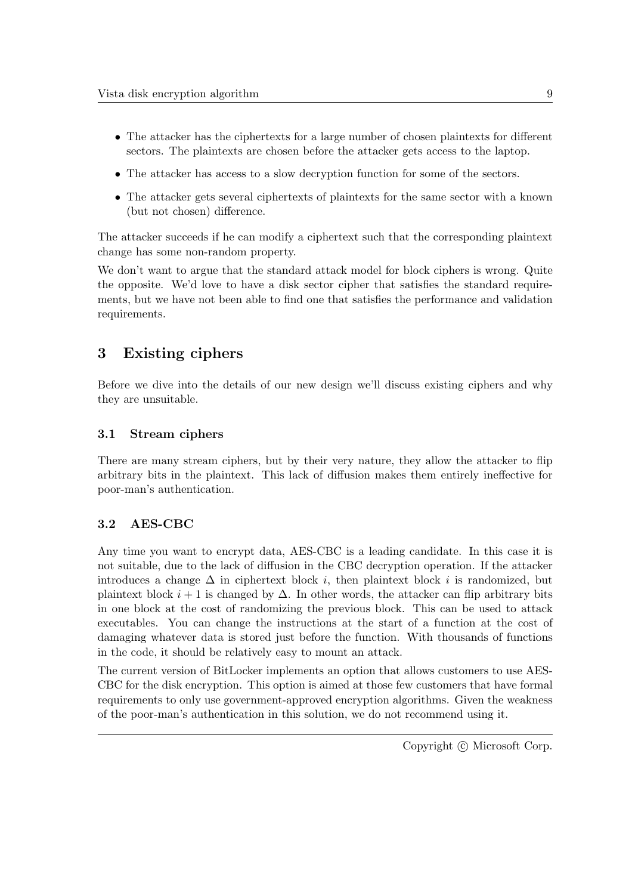- The attacker has the ciphertexts for a large number of chosen plaintexts for different sectors. The plaintexts are chosen before the attacker gets access to the laptop.
- The attacker has access to a slow decryption function for some of the sectors.
- The attacker gets several ciphertexts of plaintexts for the same sector with a known (but not chosen) difference.

The attacker succeeds if he can modify a ciphertext such that the corresponding plaintext change has some non-random property.

We don't want to argue that the standard attack model for block ciphers is wrong. Quite the opposite. We'd love to have a disk sector cipher that satisfies the standard requirements, but we have not been able to find one that satisfies the performance and validation requirements.

## 3 Existing ciphers

Before we dive into the details of our new design we'll discuss existing ciphers and why they are unsuitable.

### 3.1 Stream ciphers

There are many stream ciphers, but by their very nature, they allow the attacker to flip arbitrary bits in the plaintext. This lack of diffusion makes them entirely ineffective for poor-man's authentication.

### 3.2 AES-CBC

Any time you want to encrypt data, AES-CBC is a leading candidate. In this case it is not suitable, due to the lack of diffusion in the CBC decryption operation. If the attacker introduces a change $\Delta$ in ciphertext block $i$, then plaintext block $i$ is randomized, but plaintext block $i + 1$ is changed by $\Delta$. In other words, the attacker can flip arbitrary bits in one block at the cost of randomizing the previous block. This can be used to attack executables. You can change the instructions at the start of a function at the cost of damaging whatever data is stored just before the function. With thousands of functions in the code, it should be relatively easy to mount an attack.

The current version of BitLocker implements an option that allows customers to use AES-CBC for the disk encryption. This option is aimed at those few customers that have formal requirements to only use government-approved encryption algorithms. Given the weakness of the poor-man's authentication in this solution, we do not recommend using it.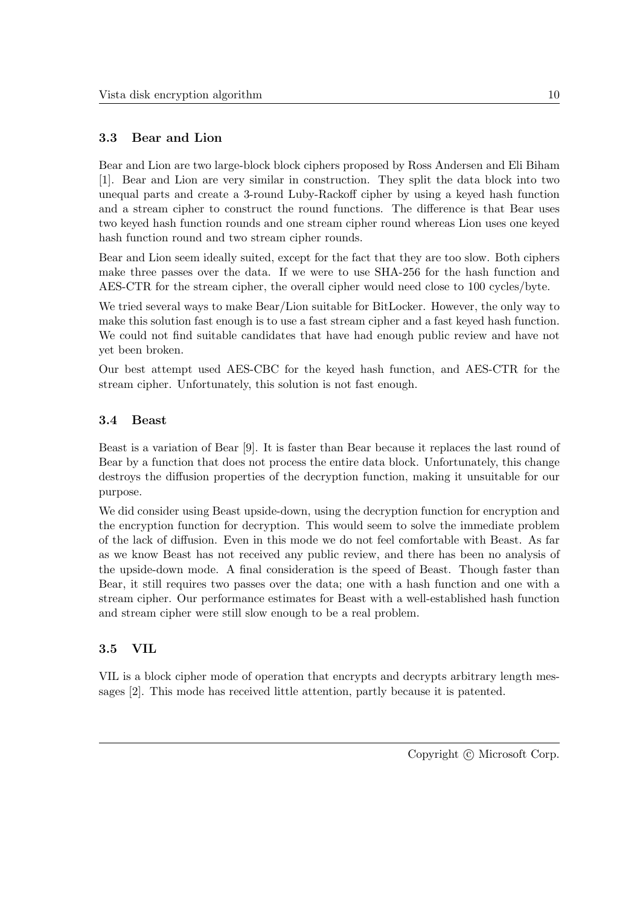### 3.3 Bear and Lion

Bear and Lion are two large-block block ciphers proposed by Ross Andersen and Eli Biham [1]. Bear and Lion are very similar in construction. They split the data block into two unequal parts and create a 3-round Luby-Rackoff cipher by using a keyed hash function and a stream cipher to construct the round functions. The difference is that Bear uses two keyed hash function rounds and one stream cipher round whereas Lion uses one keyed hash function round and two stream cipher rounds.

Bear and Lion seem ideally suited, except for the fact that they are too slow. Both ciphers make three passes over the data. If we were to use SHA-256 for the hash function and AES-CTR for the stream cipher, the overall cipher would need close to 100 cycles/byte.

We tried several ways to make Bear/Lion suitable for BitLocker. However, the only way to make this solution fast enough is to use a fast stream cipher and a fast keyed hash function. We could not find suitable candidates that have had enough public review and have not yet been broken.

Our best attempt used AES-CBC for the keyed hash function, and AES-CTR for the stream cipher. Unfortunately, this solution is not fast enough.

### 3.4 Beast

Beast is a variation of Bear [9]. It is faster than Bear because it replaces the last round of Bear by a function that does not process the entire data block. Unfortunately, this change destroys the diffusion properties of the decryption function, making it unsuitable for our purpose.

We did consider using Beast upside-down, using the decryption function for encryption and the encryption function for decryption. This would seem to solve the immediate problem of the lack of diffusion. Even in this mode we do not feel comfortable with Beast. As far as we know Beast has not received any public review, and there has been no analysis of the upside-down mode. A final consideration is the speed of Beast. Though faster than Bear, it still requires two passes over the data; one with a hash function and one with a stream cipher. Our performance estimates for Beast with a well-established hash function and stream cipher were still slow enough to be a real problem.

### 3.5 VIL

VIL is a block cipher mode of operation that encrypts and decrypts arbitrary length messages [2]. This mode has received little attention, partly because it is patented.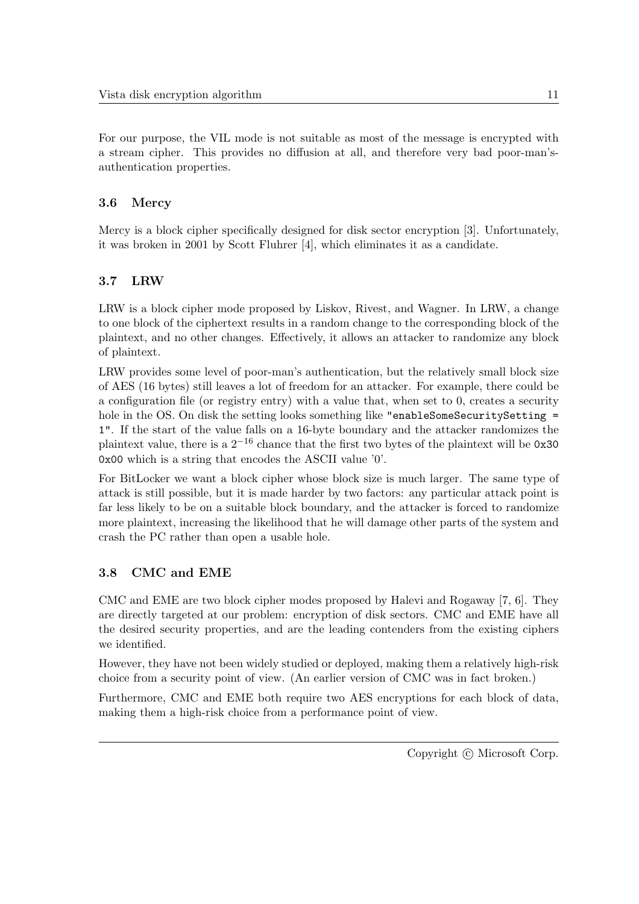For our purpose, the VIL mode is not suitable as most of the message is encrypted with a stream cipher. This provides no diffusion at all, and therefore very bad poor-man's-authentication properties.

### 3.6 Mercy

Mercy is a block cipher specifically designed for disk sector encryption [3]. Unfortunately, it was broken in 2001 by Scott Fluhrer [4], which eliminates it as a candidate.

### 3.7 LRW

LRW is a block cipher mode proposed by Liskov, Rivest, and Wagner. In LRW, a change to one block of the ciphertext results in a random change to the corresponding block of the plaintext, and no other changes. Effectively, it allows an attacker to randomize any block of plaintext.

LRW provides some level of poor-man's authentication, but the relatively small block size of AES (16 bytes) still leaves a lot of freedom for an attacker. For example, there could be a configuration file (or registry entry) with a value that, when set to 0, creates a security hole in the OS. On disk the setting looks something like `"enableSomeSecuritySetting = 1"`. If the start of the value falls on a 16-byte boundary and the attacker randomizes the plaintext value, there is a $2^{-16}$ chance that the first two bytes of the plaintext will be `0x30 0x00` which is a string that encodes the ASCII value '0'.

For BitLocker we want a block cipher whose block size is much larger. The same type of attack is still possible, but it is made harder by two factors: any particular attack point is far less likely to be on a suitable block boundary, and the attacker is forced to randomize more plaintext, increasing the likelihood that he will damage other parts of the system and crash the PC rather than open a usable hole.

### 3.8 CMC and EME

CMC and EME are two block cipher modes proposed by Halevi and Rogaway [7, 6]. They are directly targeted at our problem: encryption of disk sectors. CMC and EME have all the desired security properties, and are the leading contenders from the existing ciphers we identified.

However, they have not been widely studied or deployed, making them a relatively high-risk choice from a security point of view. (An earlier version of CMC was in fact broken.)

Furthermore, CMC and EME both require two AES encryptions for each block of data, making them a high-risk choice from a performance point of view.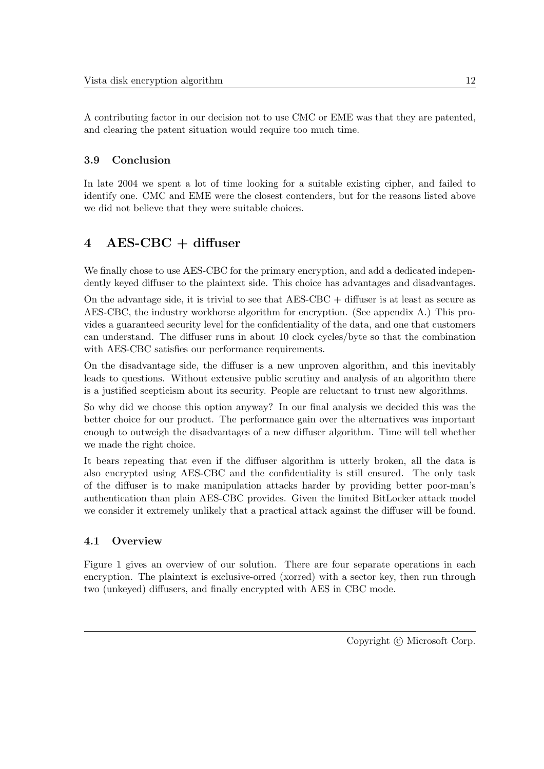A contributing factor in our decision not to use CMC or EME was that they are patented, and clearing the patent situation would require too much time.

### 3.9 Conclusion

In late 2004 we spent a lot of time looking for a suitable existing cipher, and failed to identify one. CMC and EME were the closest contenders, but for the reasons listed above we did not believe that they were suitable choices.

## 4 AES-CBC + diffuser

We finally chose to use AES-CBC for the primary encryption, and add a dedicated independently keyed diffuser to the plaintext side. This choice has advantages and disadvantages.

On the advantage side, it is trivial to see that AES-CBC + diffuser is at least as secure as AES-CBC, the industry workhorse algorithm for encryption. (See appendix A.) This provides a guaranteed security level for the confidentiality of the data, and one that customers can understand. The diffuser runs in about 10 clock cycles/byte so that the combination with AES-CBC satisfies our performance requirements.

On the disadvantage side, the diffuser is a new unproven algorithm, and this inevitably leads to questions. Without extensive public scrutiny and analysis of an algorithm there is a justified scepticism about its security. People are reluctant to trust new algorithms.

So why did we choose this option anyway? In our final analysis we decided this was the better choice for our product. The performance gain over the alternatives was important enough to outweigh the disadvantages of a new diffuser algorithm. Time will tell whether we made the right choice.

It bears repeating that even if the diffuser algorithm is utterly broken, all the data is also encrypted using AES-CBC and the confidentiality is still ensured. The only task of the diffuser is to make manipulation attacks harder by providing better poor-man's authentication than plain AES-CBC provides. Given the limited BitLocker attack model we consider it extremely unlikely that a practical attack against the diffuser will be found.

### 4.1 Overview

Figure 1 gives an overview of our solution. There are four separate operations in each encryption. The plaintext is exclusive-orred (xorred) with a sector key, then run through two (unkeyed) diffusers, and finally encrypted with AES in CBC mode.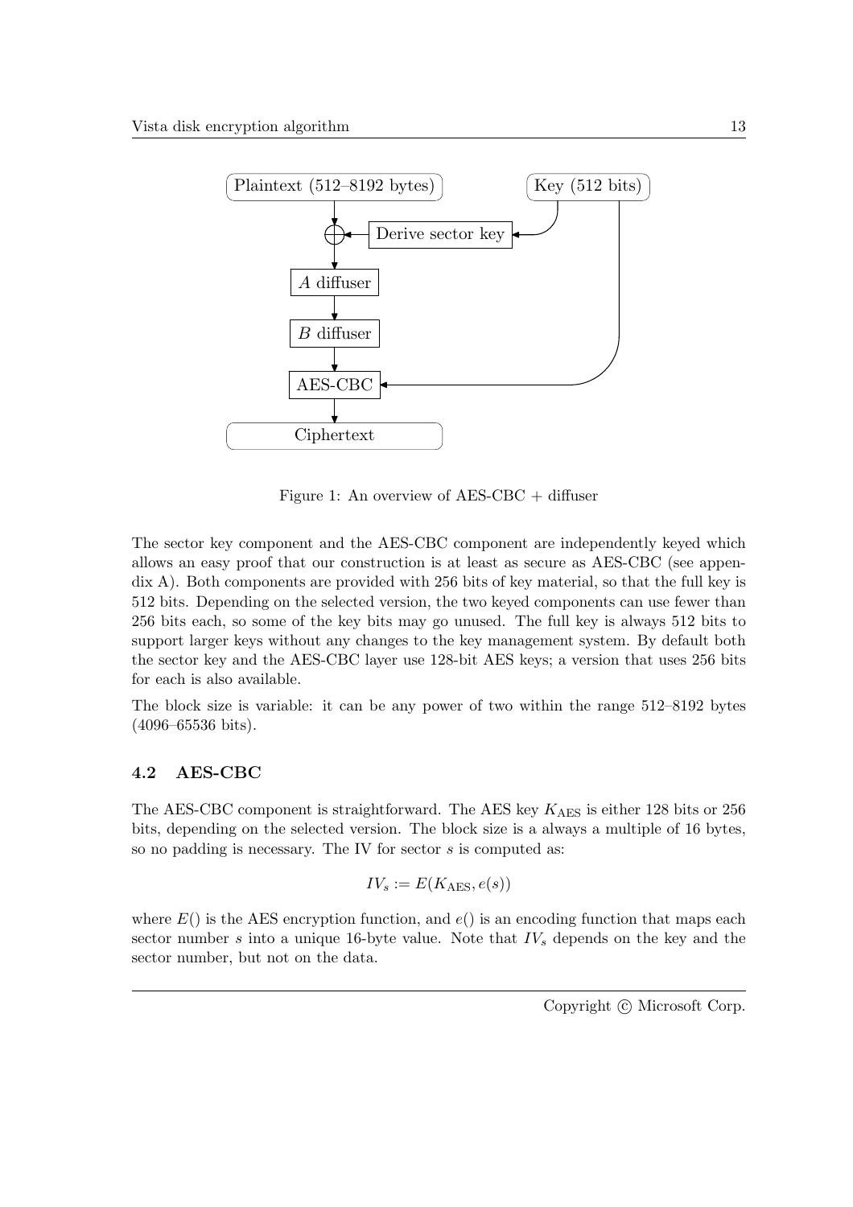Figure 1: An overview of AES-CBC + diffuser

The sector key component and the AES-CBC component are independently keyed which allows an easy proof that our construction is at least as secure as AES-CBC (see appendix A). Both components are provided with 256 bits of key material, so that the full key is 512 bits. Depending on the selected version, the two keyed components can use fewer than 256 bits each, so some of the key bits may go unused. The full key is always 512 bits to support larger keys without any changes to the key management system. By default both the sector key and the AES-CBC layer use 128-bit AES keys; a version that uses 256 bits for each is also available.

The block size is variable: it can be any power of two within the range 512–8192 bytes (4096–65536 bits).

### 4.2 AES-CBC

The AES-CBC component is straightforward. The AES key $K_{\text{AES}}$ is either 128 bits or 256 bits, depending on the selected version. The block size is a always a multiple of 16 bytes, so no padding is necessary. The IV for sector $s$ is computed as:

$$IV_s := E(K_{\text{AES}}, e(s))$$

where $E()$ is the AES encryption function, and $e()$ is an encoding function that maps each sector number $s$ into a unique 16-byte value. Note that $IV_s$ depends on the key and the sector number, but not on the data.

Copyright © Microsoft Corp.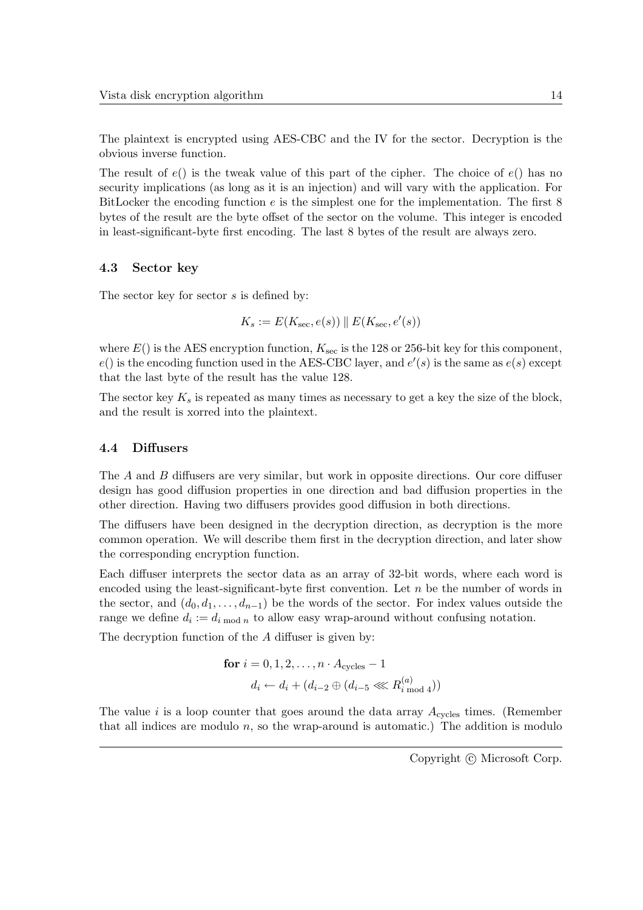The plaintext is encrypted using AES-CBC and the IV for the sector. Decryption is the obvious inverse function.

The result of $e()$ is the tweak value of this part of the cipher. The choice of $e()$ has no security implications (as long as it is an injection) and will vary with the application. For BitLocker the encoding function $e$ is the simplest one for the implementation. The first 8 bytes of the result are the byte offset of the sector on the volume. This integer is encoded in least-significant-byte first encoding. The last 8 bytes of the result are always zero.

### 4.3 Sector key

The sector key for sector $s$ is defined by:

$$K_s := E(K_{\text{sec}}, e(s)) \parallel E(K_{\text{sec}}, e'(s))$$

where $E()$ is the AES encryption function, $K_{\text{sec}}$ is the 128 or 256-bit key for this component, $e()$ is the encoding function used in the AES-CBC layer, and $e'(s)$ is the same as $e(s)$ except that the last byte of the result has the value 128.

The sector key $K_s$ is repeated as many times as necessary to get a key the size of the block, and the result is xorred into the plaintext.

### 4.4 Diffusers

The $A$ and $B$ diffusers are very similar, but work in opposite directions. Our core diffuser design has good diffusion properties in one direction and bad diffusion properties in the other direction. Having two diffusers provides good diffusion in both directions.

The diffusers have been designed in the decryption direction, as decryption is the more common operation. We will describe them first in the decryption direction, and later show the corresponding encryption function.

Each diffuser interprets the sector data as an array of 32-bit words, where each word is encoded using the least-significant-byte first convention. Let $n$ be the number of words in the sector, and $(d_0, d_1, \ldots, d_{n-1})$ be the words of the sector. For index values outside the range we define $d_i := d_{i \bmod n}$ to allow easy wrap-around without confusing notation.

The decryption function of the $A$ diffuser is given by:

$$\begin{aligned}
&\textbf{for } i = 0, 1, 2, \ldots, n \cdot A_{\text{cycles}} - 1 \\
&\qquad d_i \leftarrow d_i + (d_{i-2} \oplus (d_{i-5} \lll R^{(a)}_{i \bmod 4}))
\end{aligned}$$

The value $i$ is a loop counter that goes around the data array $A_{\text{cycles}}$ times. (Remember that all indices are modulo $n$, so the wrap-around is automatic.) The addition is modulo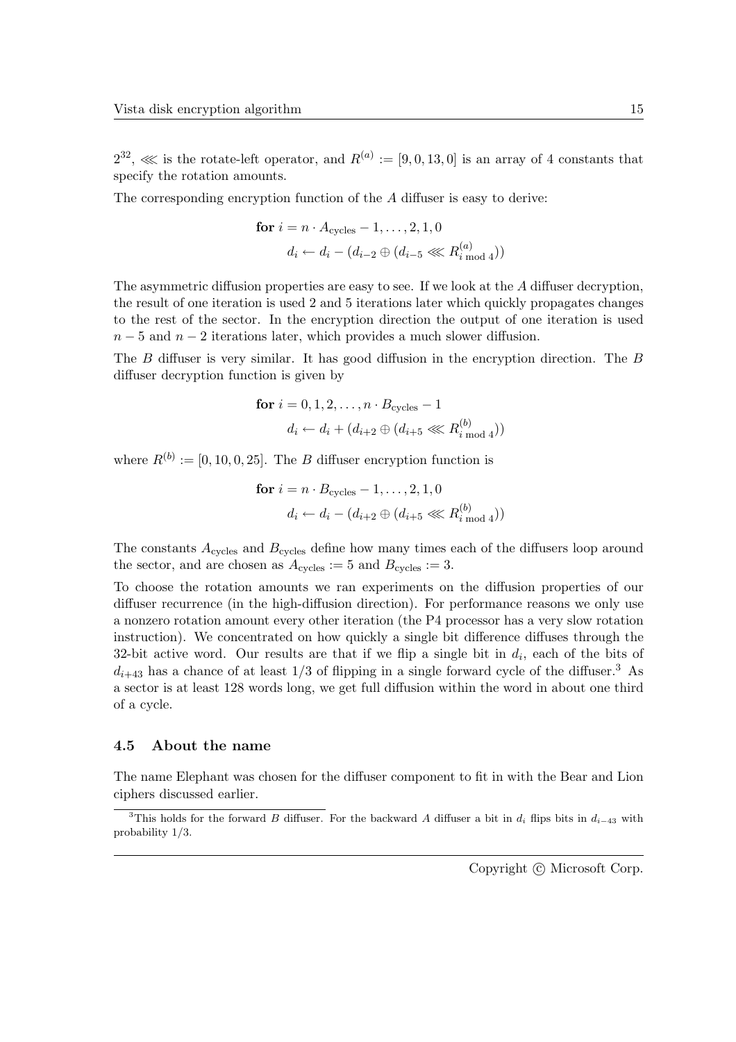$2^{32}$, $\lll$ is the rotate-left operator, and $R^{(a)} := [9, 0, 13, 0]$ is an array of 4 constants that specify the rotation amounts.

The corresponding encryption function of the $A$ diffuser is easy to derive:

$$
\begin{aligned}
&\textbf{for } i = n \cdot A_{\text{cycles}} - 1, \ldots, 2, 1, 0 \\
&\qquad d_i \leftarrow d_i - (d_{i-2} \oplus (d_{i-5} \lll R^{(a)}_{i \bmod 4}))
\end{aligned}
$$

The asymmetric diffusion properties are easy to see. If we look at the $A$ diffuser decryption, the result of one iteration is used 2 and 5 iterations later which quickly propagates changes to the rest of the sector. In the encryption direction the output of one iteration is used $n-5$ and $n-2$ iterations later, which provides a much slower diffusion.

The $B$ diffuser is very similar. It has good diffusion in the encryption direction. The $B$ diffuser decryption function is given by

$$
\begin{aligned}
&\textbf{for } i = 0, 1, 2, \ldots, n \cdot B_{\text{cycles}} - 1 \\
&\qquad d_i \leftarrow d_i + (d_{i+2} \oplus (d_{i+5} \lll R^{(b)}_{i \bmod 4}))
\end{aligned}
$$

where $R^{(b)} := [0, 10, 0, 25]$. The $B$ diffuser encryption function is

$$
\begin{aligned}
&\textbf{for } i = n \cdot B_{\text{cycles}} - 1, \ldots, 2, 1, 0 \\
&\qquad d_i \leftarrow d_i - (d_{i+2} \oplus (d_{i+5} \lll R^{(b)}_{i \bmod 4}))
\end{aligned}
$$

The constants $A_{\text{cycles}}$ and $B_{\text{cycles}}$ define how many times each of the diffusers loop around the sector, and are chosen as $A_{\text{cycles}} := 5$ and $B_{\text{cycles}} := 3$.

To choose the rotation amounts we ran experiments on the diffusion properties of our diffuser recurrence (in the high-diffusion direction). For performance reasons we only use a nonzero rotation amount every other iteration (the P4 processor has a very slow rotation instruction). We concentrated on how quickly a single bit difference diffuses through the 32-bit active word. Our results are that if we flip a single bit in $d_i$, each of the bits of $d_{i+43}$ has a chance of at least 1/3 of flipping in a single forward cycle of the diffuser.[3] As a sector is at least 128 words long, we get full diffusion within the word in about one third of a cycle.

### 4.5 About the name

The name Elephant was chosen for the diffuser component to fit in with the Bear and Lion ciphers discussed earlier.

[3] This holds for the forward $B$ diffuser. For the backward $A$ diffuser a bit in $d_i$ flips bits in $d_{i-43}$ with probability 1/3.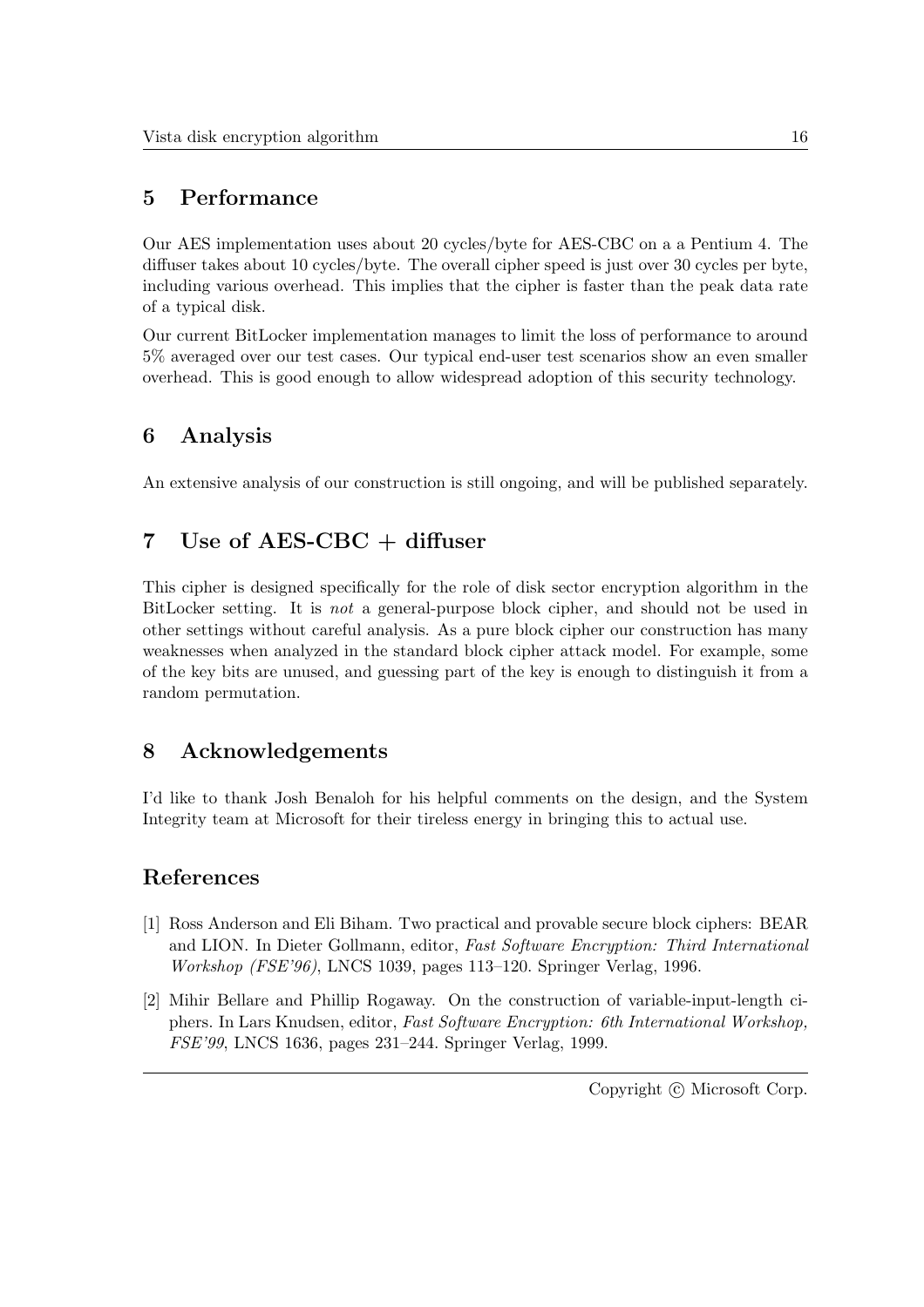## 5 Performance

Our AES implementation uses about 20 cycles/byte for AES-CBC on a a Pentium 4. The diffuser takes about 10 cycles/byte. The overall cipher speed is just over 30 cycles per byte, including various overhead. This implies that the cipher is faster than the peak data rate of a typical disk.

Our current BitLocker implementation manages to limit the loss of performance to around 5% averaged over our test cases. Our typical end-user test scenarios show an even smaller overhead. This is good enough to allow widespread adoption of this security technology.

## 6 Analysis

An extensive analysis of our construction is still ongoing, and will be published separately.

## 7 Use of AES-CBC + diffuser

This cipher is designed specifically for the role of disk sector encryption algorithm in the BitLocker setting. It is *not* a general-purpose block cipher, and should not be used in other settings without careful analysis. As a pure block cipher our construction has many weaknesses when analyzed in the standard block cipher attack model. For example, some of the key bits are unused, and guessing part of the key is enough to distinguish it from a random permutation.

## 8 Acknowledgements

I'd like to thank Josh Benaloh for his helpful comments on the design, and the System Integrity team at Microsoft for their tireless energy in bringing this to actual use.

## References

[1] Ross Anderson and Eli Biham. Two practical and provable secure block ciphers: BEAR and LION. In Dieter Gollmann, editor, *Fast Software Encryption: Third International Workshop (FSE'96)*, LNCS 1039, pages 113–120. Springer Verlag, 1996.

[2] Mihir Bellare and Phillip Rogaway. On the construction of variable-input-length ciphers. In Lars Knudsen, editor, *Fast Software Encryption: 6th International Workshop, FSE'99*, LNCS 1636, pages 231–244. Springer Verlag, 1999.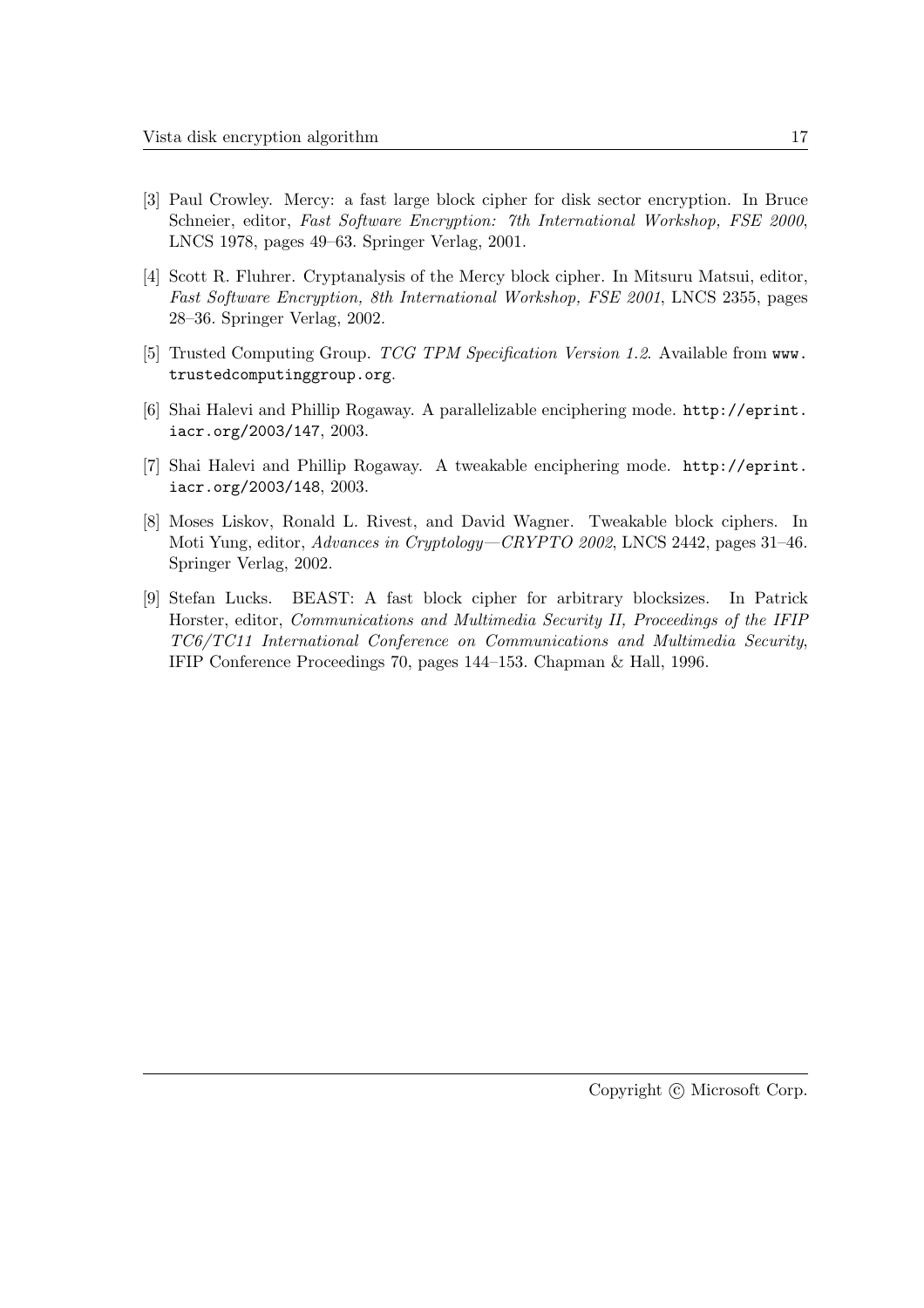[3] Paul Crowley. Mercy: a fast large block cipher for disk sector encryption. In Bruce Schneier, editor, *Fast Software Encryption: 7th International Workshop, FSE 2000*, LNCS 1978, pages 49–63. Springer Verlag, 2001.

[4] Scott R. Fluhrer. Cryptanalysis of the Mercy block cipher. In Mitsuru Matsui, editor, *Fast Software Encryption, 8th International Workshop, FSE 2001*, LNCS 2355, pages 28–36. Springer Verlag, 2002.

[5] Trusted Computing Group. *TCG TPM Specification Version 1.2*. Available from `www.trustedcomputinggroup.org`.

[6] Shai Halevi and Phillip Rogaway. A parallelizable enciphering mode. `http://eprint.iacr.org/2003/147`, 2003.

[7] Shai Halevi and Phillip Rogaway. A tweakable enciphering mode. `http://eprint.iacr.org/2003/148`, 2003.

[8] Moses Liskov, Ronald L. Rivest, and David Wagner. Tweakable block ciphers. In Moti Yung, editor, *Advances in Cryptology—CRYPTO 2002*, LNCS 2442, pages 31–46. Springer Verlag, 2002.

[9] Stefan Lucks. BEAST: A fast block cipher for arbitrary blocksizes. In Patrick Horster, editor, *Communications and Multimedia Security II, Proceedings of the IFIP TC6/TC11 International Conference on Communications and Multimedia Security*, IFIP Conference Proceedings 70, pages 144–153. Chapman & Hall, 1996.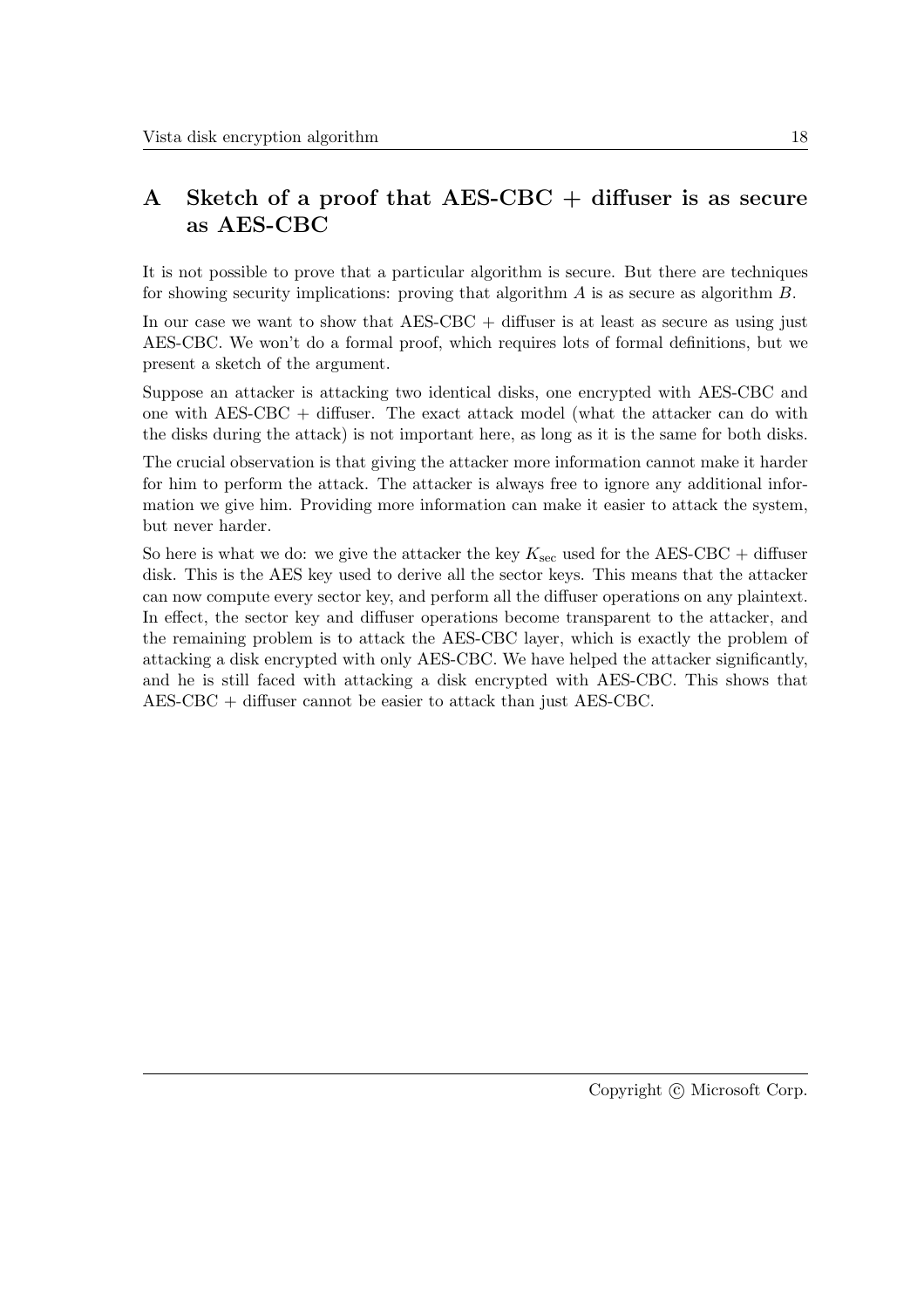# A Sketch of a proof that AES-CBC + diffuser is as secure as AES-CBC

It is not possible to prove that a particular algorithm is secure. But there are techniques for showing security implications: proving that algorithm $A$ is as secure as algorithm $B$.

In our case we want to show that AES-CBC + diffuser is at least as secure as using just AES-CBC. We won't do a formal proof, which requires lots of formal definitions, but we present a sketch of the argument.

Suppose an attacker is attacking two identical disks, one encrypted with AES-CBC and one with AES-CBC + diffuser. The exact attack model (what the attacker can do with the disks during the attack) is not important here, as long as it is the same for both disks.

The crucial observation is that giving the attacker more information cannot make it harder for him to perform the attack. The attacker is always free to ignore any additional information we give him. Providing more information can make it easier to attack the system, but never harder.

So here is what we do: we give the attacker the key $K_{\text{sec}}$ used for the AES-CBC + diffuser disk. This is the AES key used to derive all the sector keys. This means that the attacker can now compute every sector key, and perform all the diffuser operations on any plaintext. In effect, the sector key and diffuser operations become transparent to the attacker, and the remaining problem is to attack the AES-CBC layer, which is exactly the problem of attacking a disk encrypted with only AES-CBC. We have helped the attacker significantly, and he is still faced with attacking a disk encrypted with AES-CBC. This shows that AES-CBC + diffuser cannot be easier to attack than just AES-CBC.